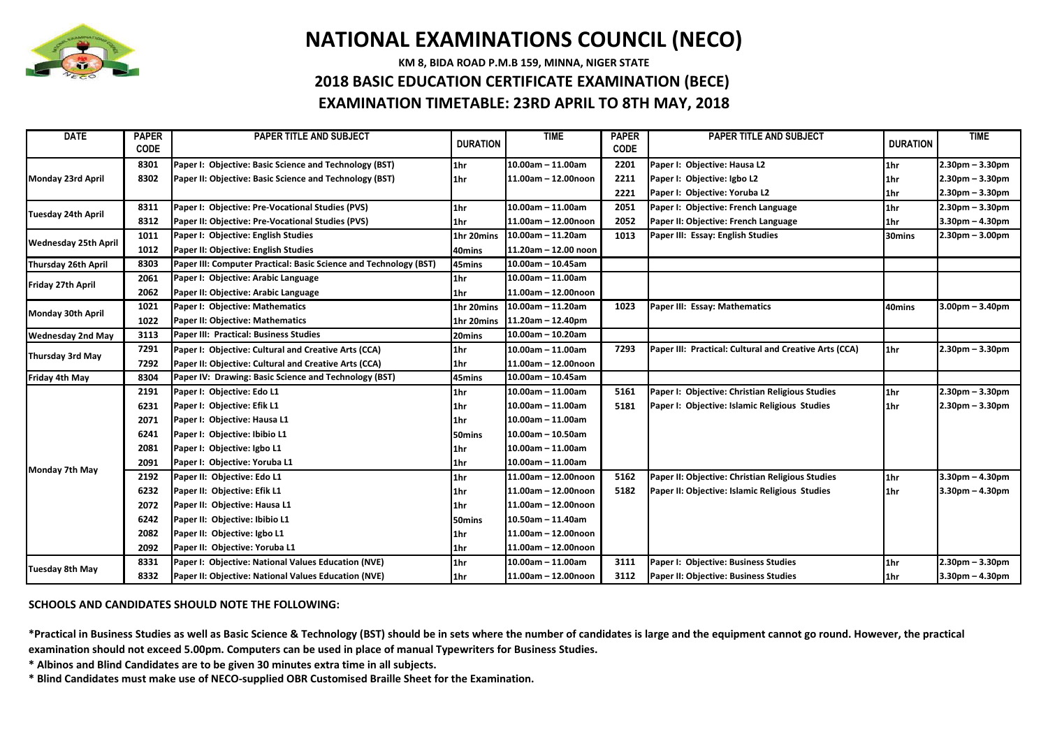# NATIONAL EXAMINATIONS COUNCIL (NECO)

**KM 8, BIDA ROAD P.M.B 159, MINNA, NIGER STATE**

## 2018 BASIC EDUCATION CERTIFICATE EXAMINATION (BECE)

## EXAMINATION TIMETABLE: 23RD APRIL TO 8TH MAY, 2018

| DATE | PAPER CODE | PAPER TITLE AND SUBJECT | DURATION | TIME | PAPER CODE | PAPER TITLE AND SUBJECT | DURATION | TIME |
|---|---|---|---|---|---|---|---|---|
| Monday 23rd April | 8301 | Paper I: Objective: Basic Science and Technology (BST) | 1hr | 10.00am – 11.00am | 2201 | Paper I: Objective: Hausa L2 | 1hr | 2.30pm – 3.30pm |
| | 8302 | Paper II: Objective: Basic Science and Technology (BST) | 1hr | 11.00am – 12.00noon | 2211 | Paper I: Objective: Igbo L2 | 1hr | 2.30pm – 3.30pm |
| | | | | | 2221 | Paper I: Objective: Yoruba L2 | 1hr | 2.30pm – 3.30pm |
| Tuesday 24th April | 8311 | Paper I: Objective: Pre-Vocational Studies (PVS) | 1hr | 10.00am – 11.00am | 2051 | Paper I: Objective: French Language | 1hr | 2.30pm – 3.30pm |
| | 8312 | Paper II: Objective: Pre-Vocational Studies (PVS) | 1hr | 11.00am – 12.00noon | 2052 | Paper II: Objective: French Language | 1hr | 3.30pm – 4.30pm |
| Wednesday 25th April | 1011 | Paper I: Objective: English Studies | 1hr 20mins | 10.00am – 11.20am | 1013 | Paper III: Essay: English Studies | 30mins | 2.30pm – 3.00pm |
| | 1012 | Paper II: Objective: English Studies | 40mins | 11.20am – 12.00 noon | | | | |
| Thursday 26th April | 8303 | Paper III: Computer Practical: Basic Science and Technology (BST) | 45mins | 10.00am – 10.45am | | | | |
| Friday 27th April | 2061 | Paper I: Objective: Arabic Language | 1hr | 10.00am – 11.00am | | | | |
| | 2062 | Paper II: Objective: Arabic Language | 1hr | 11.00am – 12.00noon | | | | |
| Monday 30th April | 1021 | Paper I: Objective: Mathematics | 1hr 20mins | 10.00am – 11.20am | 1023 | Paper III: Essay: Mathematics | 40mins | 3.00pm – 3.40pm |
| | 1022 | Paper II: Objective: Mathematics | 1hr 20mins | 11.20am – 12.40pm | | | | |
| Wednesday 2nd May | 3113 | Paper III: Practical: Business Studies | 20mins | 10.00am – 10.20am | | | | |
| Thursday 3rd May | 7291 | Paper I: Objective: Cultural and Creative Arts (CCA) | 1hr | 10.00am – 11.00am | 7293 | Paper III: Practical: Cultural and Creative Arts (CCA) | 1hr | 2.30pm – 3.30pm |
| | 7292 | Paper II: Objective: Cultural and Creative Arts (CCA) | 1hr | 11.00am – 12.00noon | | | | |
| Friday 4th May | 8304 | Paper IV: Drawing: Basic Science and Technology (BST) | 45mins | 10.00am – 10.45am | | | | |
| Monday 7th May | 2191 | Paper I: Objective: Edo L1 | 1hr | 10.00am – 11.00am | 5161 | Paper I: Objective: Christian Religious Studies | 1hr | 2.30pm – 3.30pm |
| | 6231 | Paper I: Objective: Efik L1 | 1hr | 10.00am – 11.00am | 5181 | Paper I: Objective: Islamic Religious Studies | 1hr | 2.30pm – 3.30pm |
| | 2071 | Paper I: Objective: Hausa L1 | 1hr | 10.00am – 11.00am | | | | |
| | 6241 | Paper I: Objective: Ibibio L1 | 50mins | 10.00am – 10.50am | | | | |
| | 2081 | Paper I: Objective: Igbo L1 | 1hr | 10.00am – 11.00am | | | | |
| | 2091 | Paper I: Objective: Yoruba L1 | 1hr | 10.00am – 11.00am | | | | |
| | 2192 | Paper II: Objective: Edo L1 | 1hr | 11.00am – 12.00noon | 5162 | Paper II: Objective: Christian Religious Studies | 1hr | 3.30pm – 4.30pm |
| | 6232 | Paper II: Objective: Efik L1 | 1hr | 11.00am – 12.00noon | 5182 | Paper II: Objective: Islamic Religious Studies | 1hr | 3.30pm – 4.30pm |
| | 2072 | Paper II: Objective: Hausa L1 | 1hr | 11.00am – 12.00noon | | | | |
| | 6242 | Paper II: Objective: Ibibio L1 | 50mins | 10.50am – 11.40am | | | | |
| | 2082 | Paper II: Objective: Igbo L1 | 1hr | 11.00am – 12.00noon | | | | |
| | 2092 | Paper II: Objective: Yoruba L1 | 1hr | 11.00am – 12.00noon | | | | |
| Tuesday 8th May | 8331 | Paper I: Objective: National Values Education (NVE) | 1hr | 10.00am – 11.00am | 3111 | Paper I: Objective: Business Studies | 1hr | 2.30pm – 3.30pm |
| | 8332 | Paper II: Objective: National Values Education (NVE) | 1hr | 11.00am – 12.00noon | 3112 | Paper II: Objective: Business Studies | 1hr | 3.30pm – 4.30pm |

**SCHOOLS AND CANDIDATES SHOULD NOTE THE FOLLOWING:**

**\*Practical in Business Studies as well as Basic Science & Technology (BST) should be in sets where the number of candidates is large and the equipment cannot go round. However, the practical examination should not exceed 5.00pm. Computers can be used in place of manual Typewriters for Business Studies.**

**\* Albinos and Blind Candidates are to be given 30 minutes extra time in all subjects.**

**\* Blind Candidates must make use of NECO-supplied OBR Customised Braille Sheet for the Examination.**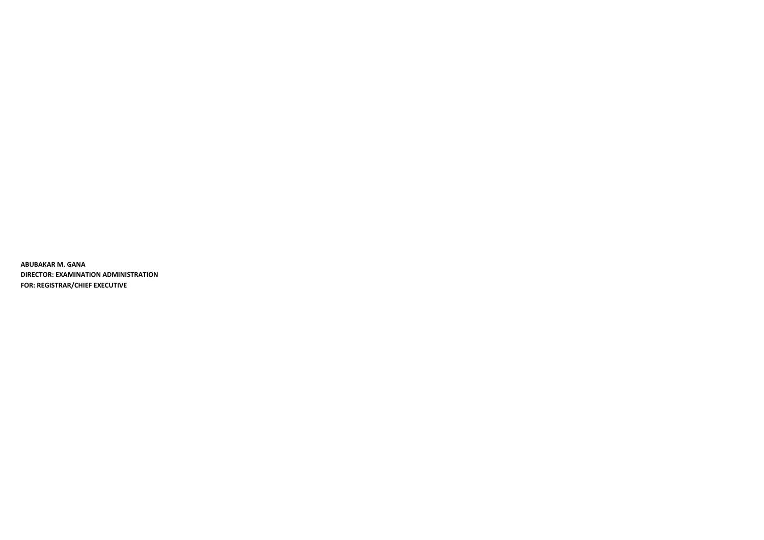**ABUBAKAR M. GANA**
**DIRECTOR: EXAMINATION ADMINISTRATION**
**FOR: REGISTRAR/CHIEF EXECUTIVE**